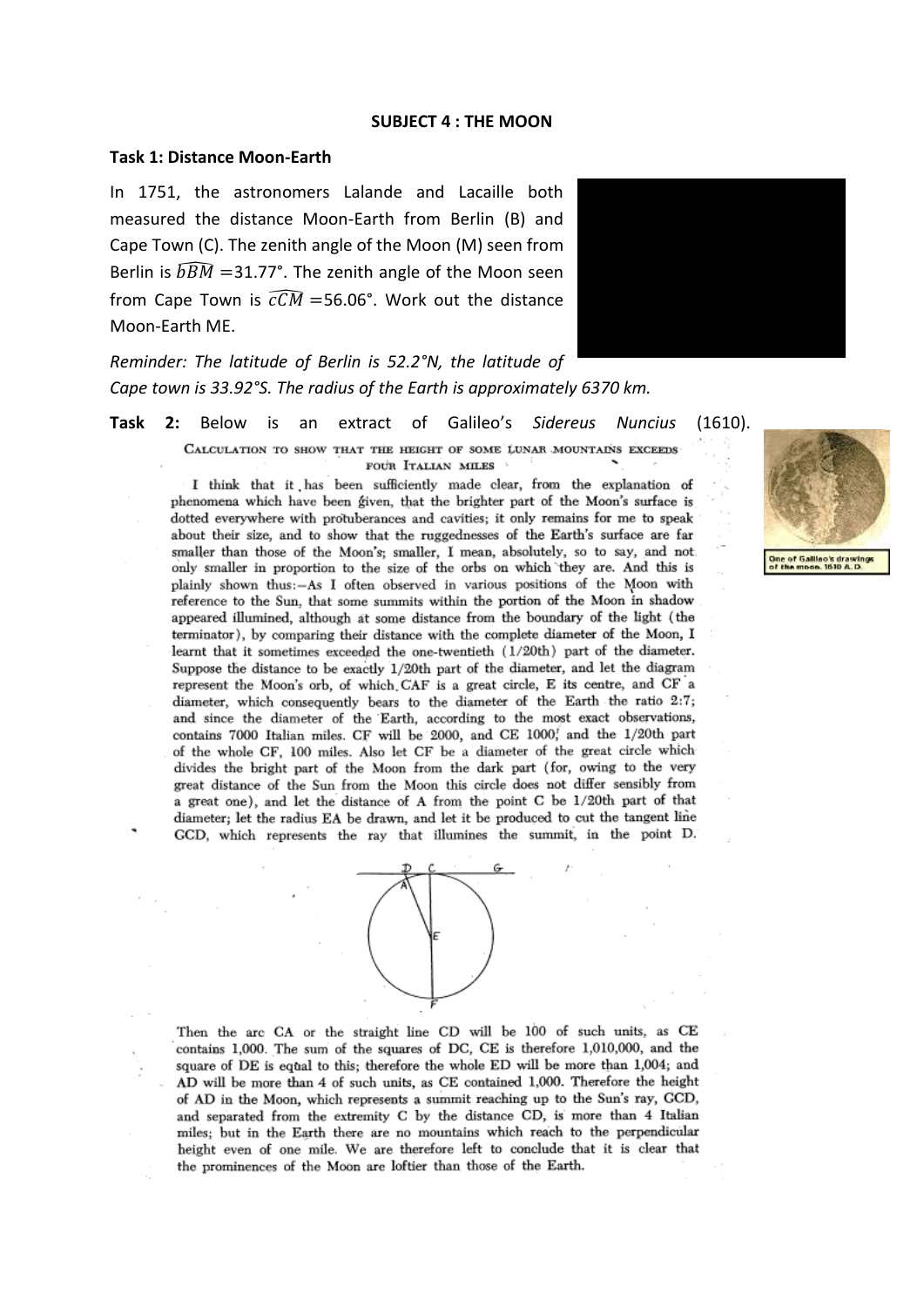**SUBJECT 4 : THE MOON**

**Task 1: Distance Moon-Earth**

In 1751, the astronomers Lalande and Lacaille both measured the distance Moon-Earth from Berlin (B) and Cape Town (C). The zenith angle of the Moon (M) seen from Berlin is $\widehat{bBM} = 31.77°$. The zenith angle of the Moon seen from Cape Town is $\widehat{cCM} = 56.06°$. Work out the distance Moon-Earth ME.

*Reminder: The latitude of Berlin is 52.2°N, the latitude of Cape town is 33.92°S. The radius of the Earth is approximately 6370 km.*

**Task 2:** Below is an extract of Galileo's *Sidereus Nuncius* (1610).

CALCULATION TO SHOW THAT THE HEIGHT OF SOME LUNAR MOUNTAINS EXCEEDS FOUR ITALIAN MILES

I think that it has been sufficiently made clear, from the explanation of phenomena which have been given, that the brighter part of the Moon's surface is dotted everywhere with protuberances and cavities; it only remains for me to speak about their size, and to show that the ruggednesses of the Earth's surface are far smaller than those of the Moon's; smaller, I mean, absolutely, so to say, and not only smaller in proportion to the size of the orbs on which they are. And this is plainly shown thus:—As I often observed in various positions of the Moon with reference to the Sun, that some summits within the portion of the Moon in shadow appeared illumined, although at some distance from the boundary of the light (the terminator), by comparing their distance with the complete diameter of the Moon, I learnt that it sometimes exceeded the one-twentieth (1/20th) part of the diameter. Suppose the distance to be exactly 1/20th part of the diameter, and let the diagram represent the Moon's orb, of which CAF is a great circle, E its centre, and CF a diameter, which consequently bears to the diameter of the Earth the ratio 2:7; and since the diameter of the Earth, according to the most exact observations, contains 7000 Italian miles. CF will be 2000, and CE 1000; and the 1/20th part of the whole CF, 100 miles. Also let CF be a diameter of the great circle which divides the bright part of the Moon from the dark part (for, owing to the very great distance of the Sun from the Moon this circle does not differ sensibly from a great one), and let the distance of A from the point C be 1/20th part of that diameter; let the radius EA be drawn, and let it be produced to cut the tangent line GCD, which represents the ray that illumines the summit, in the point D.

Then the arc CA or the straight line CD will be 100 of such units, as CE contains 1,000. The sum of the squares of DC, CE is therefore 1,010,000, and the square of DE is equal to this; therefore the whole ED will be more than 1,004; and AD will be more than 4 of such units, as CE contained 1,000. Therefore the height of AD in the Moon, which represents a summit reaching up to the Sun's ray, GCD, and separated from the extremity C by the distance CD, is more than 4 Italian miles; but in the Earth there are no mountains which reach to the perpendicular height even of one mile. We are therefore left to conclude that it is clear that the prominences of the Moon are loftier than those of the Earth.

One of Galileo's drawings of the moon. 1610 A. D.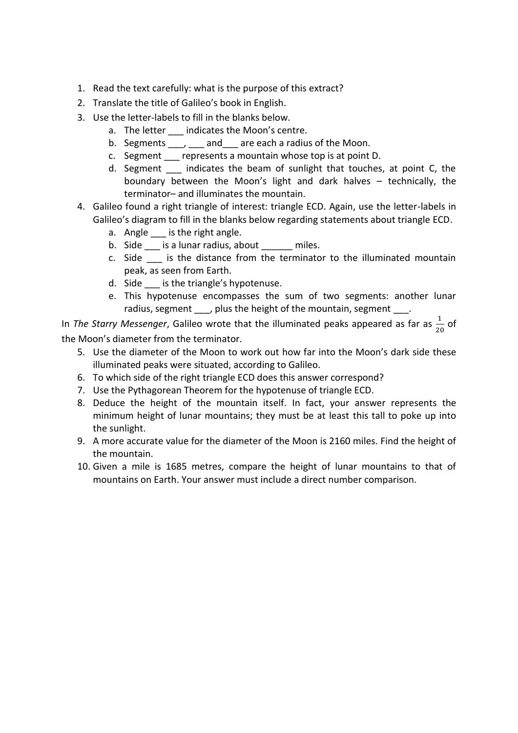1. Read the text carefully: what is the purpose of this extract?
2. Translate the title of Galileo's book in English.
3. Use the letter-labels to fill in the blanks below.
    a. The letter ___ indicates the Moon's centre.
    b. Segments ___, ___ and___ are each a radius of the Moon.
    c. Segment ___ represents a mountain whose top is at point D.
    d. Segment ___ indicates the beam of sunlight that touches, at point C, the boundary between the Moon's light and dark halves – technically, the terminator– and illuminates the mountain.
4. Galileo found a right triangle of interest: triangle ECD. Again, use the letter-labels in Galileo's diagram to fill in the blanks below regarding statements about triangle ECD.
    a. Angle ___ is the right angle.
    b. Side ___ is a lunar radius, about ______ miles.
    c. Side ___ is the distance from the terminator to the illuminated mountain peak, as seen from Earth.
    d. Side ___ is the triangle's hypotenuse.
    e. This hypotenuse encompasses the sum of two segments: another lunar radius, segment ___, plus the height of the mountain, segment ___.

In *The Starry Messenger*, Galileo wrote that the illuminated peaks appeared as far as $\frac{1}{20}$ of the Moon's diameter from the terminator.

5. Use the diameter of the Moon to work out how far into the Moon's dark side these illuminated peaks were situated, according to Galileo.
6. To which side of the right triangle ECD does this answer correspond?
7. Use the Pythagorean Theorem for the hypotenuse of triangle ECD.
8. Deduce the height of the mountain itself. In fact, your answer represents the minimum height of lunar mountains; they must be at least this tall to poke up into the sunlight.
9. A more accurate value for the diameter of the Moon is 2160 miles. Find the height of the mountain.
10. Given a mile is 1685 metres, compare the height of lunar mountains to that of mountains on Earth. Your answer must include a direct number comparison.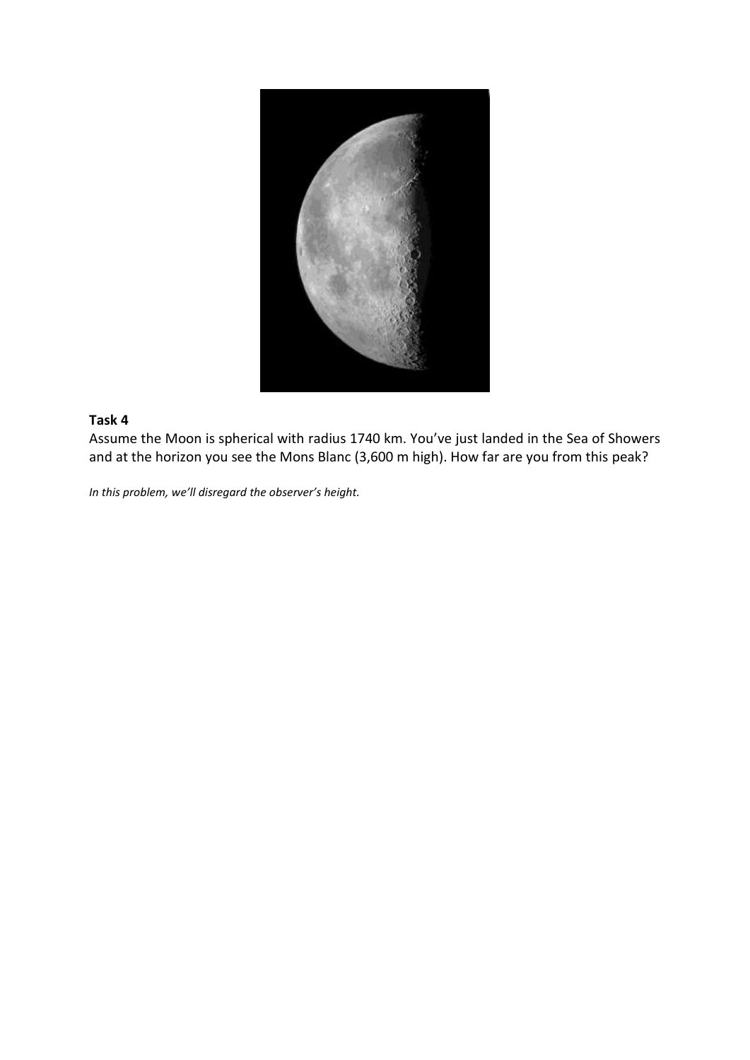**Task 4**

Assume the Moon is spherical with radius 1740 km. You've just landed in the Sea of Showers and at the horizon you see the Mons Blanc (3,600 m high). How far are you from this peak?

*In this problem, we'll disregard the observer's height.*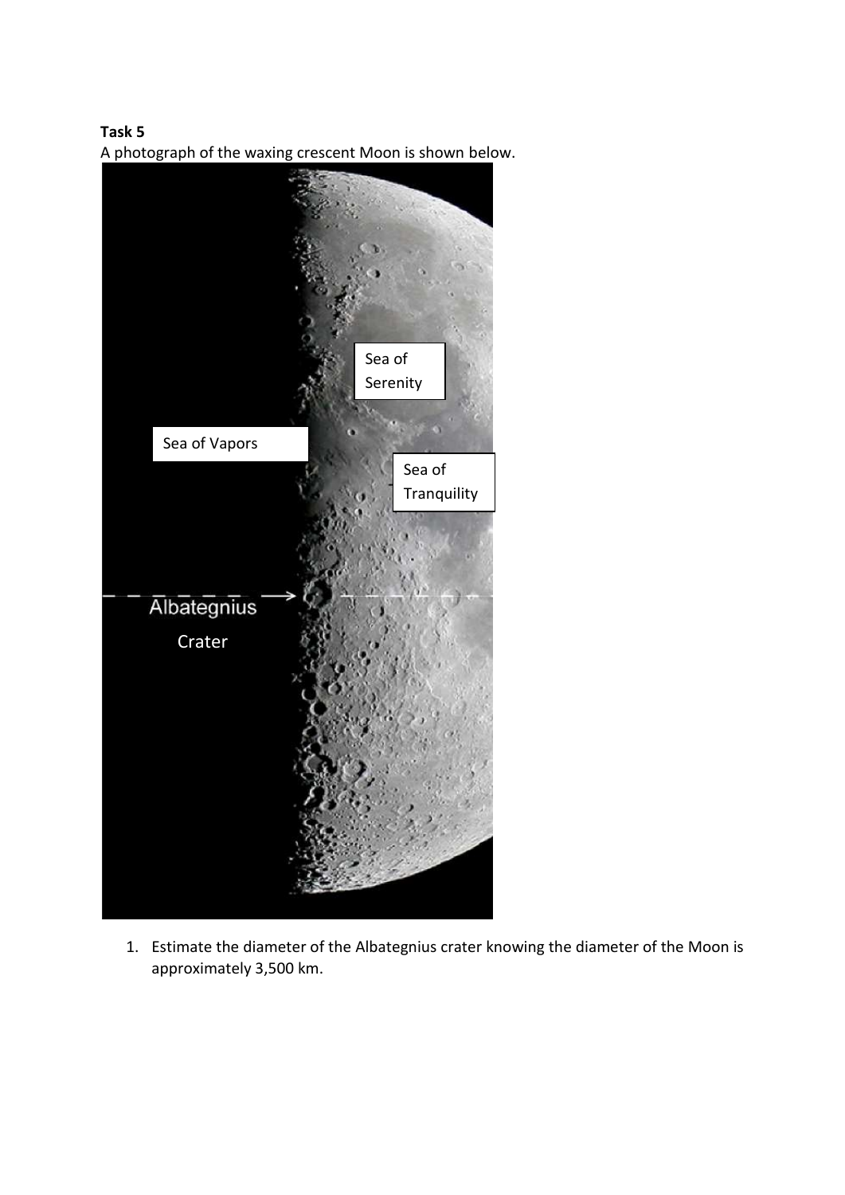**Task 5**

A photograph of the waxing crescent Moon is shown below.

1. Estimate the diameter of the Albategnius crater knowing the diameter of the Moon is approximately 3,500 km.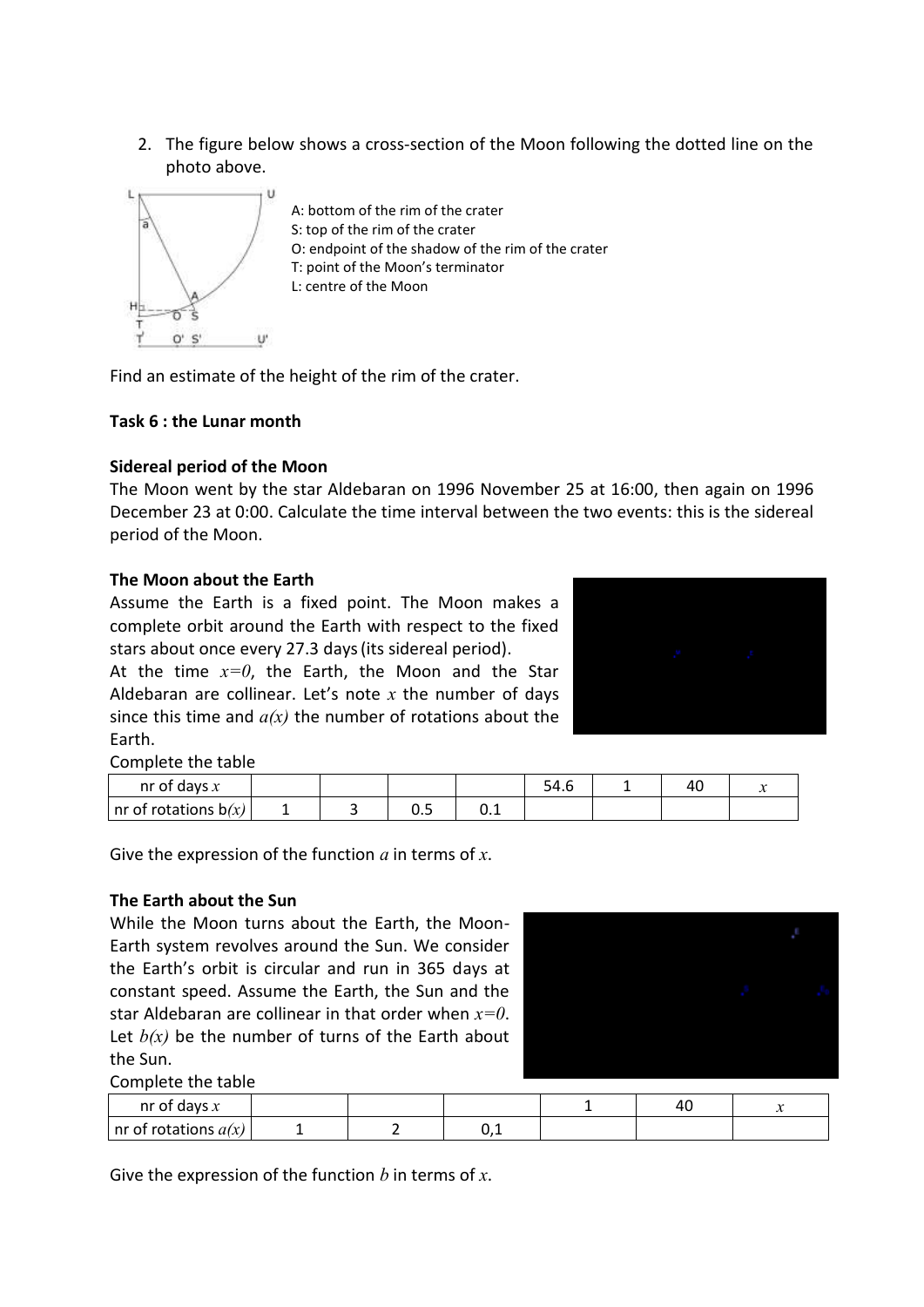2. The figure below shows a cross-section of the Moon following the dotted line on the photo above.

A: bottom of the rim of the crater
S: top of the rim of the crater
O: endpoint of the shadow of the rim of the crater
T: point of the Moon's terminator
L: centre of the Moon

Find an estimate of the height of the rim of the crater.

**Task 6 : the Lunar month**

**Sidereal period of the Moon**

The Moon went by the star Aldebaran on 1996 November 25 at 16:00, then again on 1996 December 23 at 0:00. Calculate the time interval between the two events: this is the sidereal period of the Moon.

**The Moon about the Earth**

Assume the Earth is a fixed point. The Moon makes a complete orbit around the Earth with respect to the fixed stars about once every 27.3 days (its sidereal period).

At the time $x=0$, the Earth, the Moon and the Star Aldebaran are collinear. Let's note $x$ the number of days since this time and $a(x)$ the number of rotations about the Earth.

Complete the table

| nr of days $x$ | | | | | 54.6 | 1 | 40 | $x$ |
|---|---|---|---|---|---|---|---|---|
| nr of rotations $b(x)$ | 1 | 3 | 0.5 | 0.1 | | | | |

Give the expression of the function $a$ in terms of $x$.

**The Earth about the Sun**

While the Moon turns about the Earth, the Moon-Earth system revolves around the Sun. We consider the Earth's orbit is circular and run in 365 days at constant speed. Assume the Earth, the Sun and the star Aldebaran are collinear in that order when $x=0$. Let $b(x)$ be the number of turns of the Earth about the Sun.

Complete the table

| nr of days $x$ | | | | 1 | 40 | $x$ |
|---|---|---|---|---|---|---|
| nr of rotations $a(x)$ | 1 | 2 | 0,1 | | | |

Give the expression of the function $b$ in terms of $x$.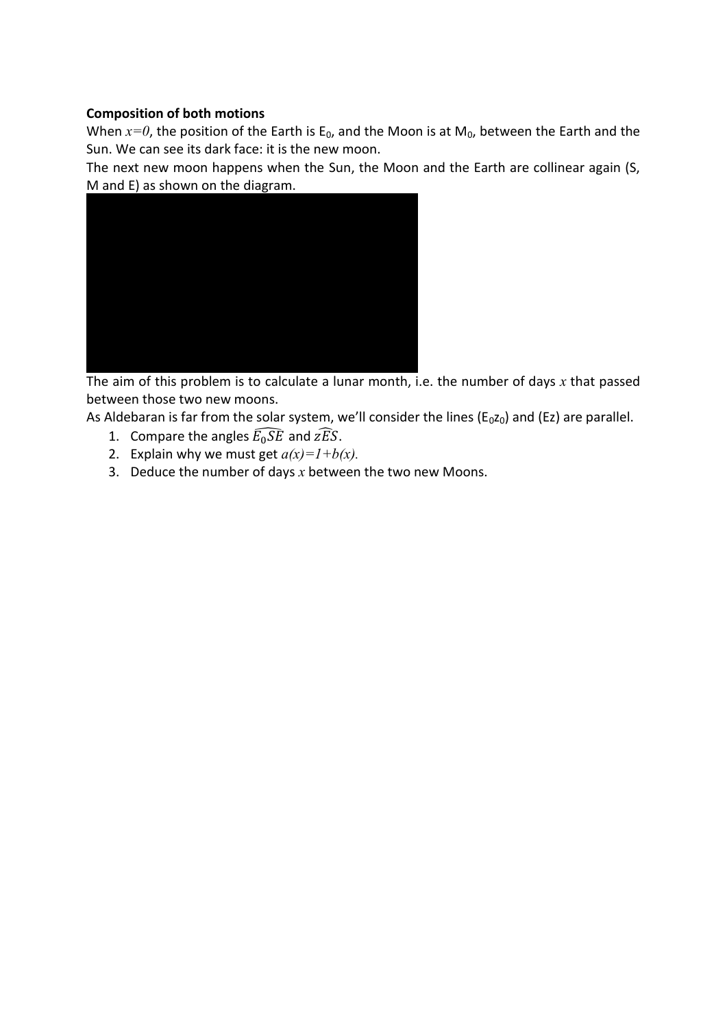**Composition of both motions**

When $x=0$, the position of the Earth is $E_0$, and the Moon is at $M_0$, between the Earth and the Sun. We can see its dark face: it is the new moon.

The next new moon happens when the Sun, the Moon and the Earth are collinear again (S, M and E) as shown on the diagram.

The aim of this problem is to calculate a lunar month, i.e. the number of days $x$ that passed between those two new moons.

As Aldebaran is far from the solar system, we'll consider the lines ($E_0z_0$) and (Ez) are parallel.

1. Compare the angles $\widehat{E_0SE}$ and $\widehat{zES}$.
2. Explain why we must get $a(x)=1+b(x)$.
3. Deduce the number of days $x$ between the two new Moons.